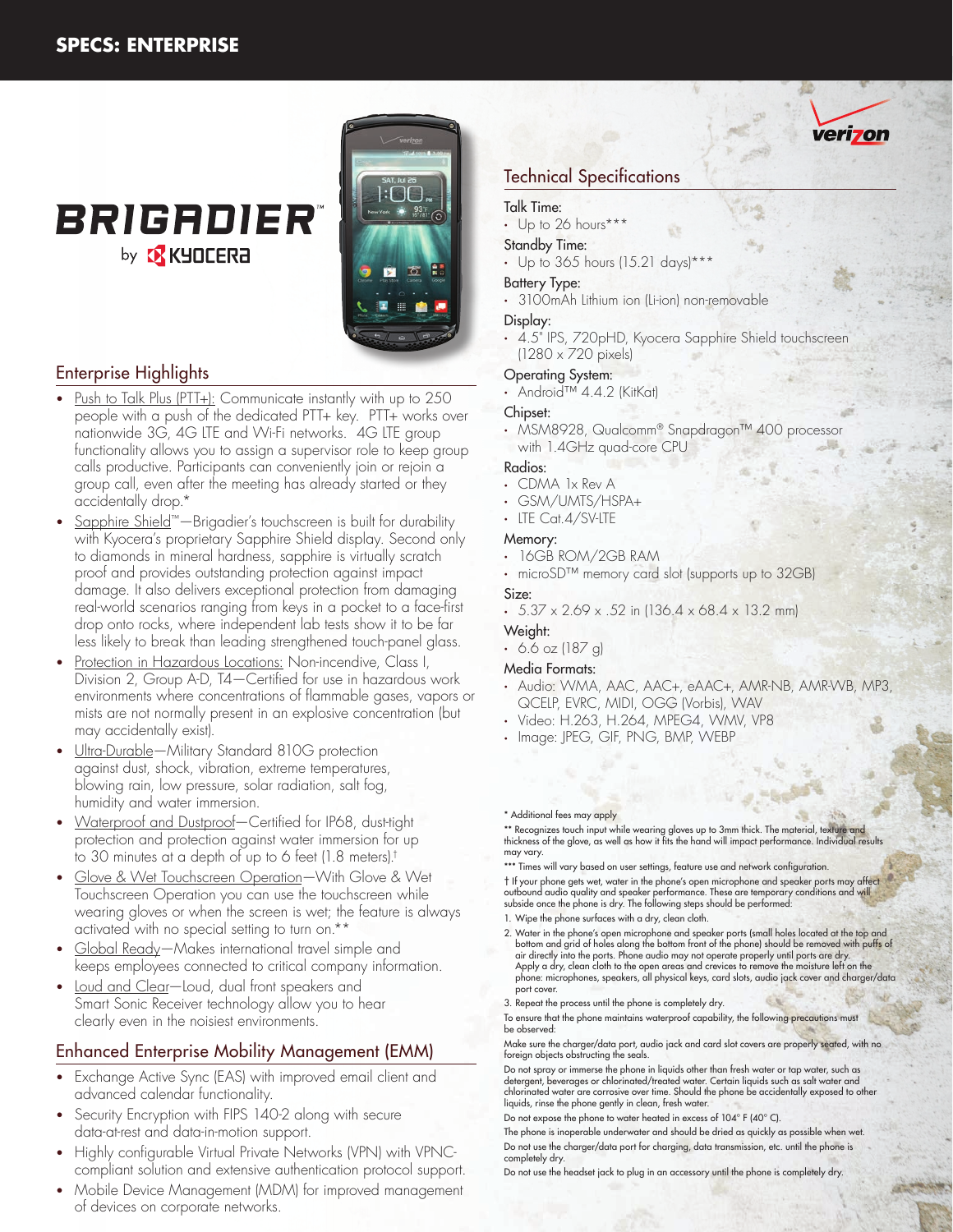# SPECS: ENTERPRISE

# BRIGADIER™ by KYOCERA

verizon

## Enterprise Highlights

- Push to Talk Plus (PTT+): Communicate instantly with up to 250 people with a push of the dedicated PTT+ key. PTT+ works over nationwide 3G, 4G LTE and Wi-Fi networks. 4G LTE group functionality allows you to assign a supervisor role to keep group calls productive. Participants can conveniently join or rejoin a group call, even after the meeting has already started or they accidentally drop.*
- Sapphire Shield™—Brigadier's touchscreen is built for durability with Kyocera's proprietary Sapphire Shield display. Second only to diamonds in mineral hardness, sapphire is virtually scratch proof and provides outstanding protection against impact damage. It also delivers exceptional protection from damaging real-world scenarios ranging from keys in a pocket to a face-first drop onto rocks, where independent lab tests show it to be far less likely to break than leading strengthened touch-panel glass.
- Protection in Hazardous Locations: Non-incendive, Class I, Division 2, Group A-D, T4—Certified for use in hazardous work environments where concentrations of flammable gases, vapors or mists are not normally present in an explosive concentration (but may accidentally exist).
- Ultra-Durable—Military Standard 810G protection against dust, shock, vibration, extreme temperatures, blowing rain, low pressure, solar radiation, salt fog, humidity and water immersion.
- Waterproof and Dustproof—Certified for IP68, dust-tight protection and protection against water immersion for up to 30 minutes at a depth of up to 6 feet (1.8 meters).†
- Glove & Wet Touchscreen Operation—With Glove & Wet Touchscreen Operation you can use the touchscreen while wearing gloves or when the screen is wet; the feature is always activated with no special setting to turn on.**
- Global Ready—Makes international travel simple and keeps employees connected to critical company information.
- Loud and Clear—Loud, dual front speakers and Smart Sonic Receiver technology allow you to hear clearly even in the noisiest environments.

## Enhanced Enterprise Mobility Management (EMM)

- Exchange Active Sync (EAS) with improved email client and advanced calendar functionality.
- Security Encryption with FIPS 140-2 along with secure data-at-rest and data-in-motion support.
- Highly configurable Virtual Private Networks (VPN) with VPNC-compliant solution and extensive authentication protocol support.
- Mobile Device Management (MDM) for improved management of devices on corporate networks.

## Technical Specifications

**Talk Time:**
- Up to 26 hours***

**Standby Time:**
- Up to 365 hours (15.21 days)***

**Battery Type:**
- 3100mAh Lithium ion (Li-ion) non-removable

**Display:**
- 4.5" IPS, 720pHD, Kyocera Sapphire Shield touchscreen (1280 x 720 pixels)

**Operating System:**
- Android™ 4.4.2 (KitKat)

**Chipset:**
- MSM8928, Qualcomm® Snapdragon™ 400 processor with 1.4GHz quad-core CPU

**Radios:**
- CDMA 1x Rev A
- GSM/UMTS/HSPA+
- LTE Cat.4/SV-LTE

**Memory:**
- 16GB ROM/2GB RAM
- microSD™ memory card slot (supports up to 32GB)

**Size:**
- 5.37 x 2.69 x .52 in (136.4 x 68.4 x 13.2 mm)

**Weight:**
- 6.6 oz (187 g)

**Media Formats:**
- Audio: WMA, AAC, AAC+, eAAC+, AMR-NB, AMR-WB, MP3, QCELP, EVRC, MIDI, OGG (Vorbis), WAV
- Video: H.263, H.264, MPEG4, WMV, VP8
- Image: JPEG, GIF, PNG, BMP, WEBP

* Additional fees may apply

** Recognizes touch input while wearing gloves up to 3mm thick. The material, texture and thickness of the glove, as well as how it fits the hand will impact performance. Individual results may vary.

*** Times will vary based on user settings, feature use and network configuration.

† If your phone gets wet, water in the phone's open microphone and speaker ports may affect outbound audio quality and speaker performance. These are temporary conditions and will subside once the phone is dry. The following steps should be performed:

1. Wipe the phone surfaces with a dry, clean cloth.
2. Water in the phone's open microphone and speaker ports (small holes located at the top and bottom and grid of holes along the bottom front of the phone) should be removed with puffs of air directly into the ports. Phone audio may not operate properly until ports are dry. Apply a dry, clean cloth to the open areas and crevices to remove the moisture left on the phone: microphones, speakers, all physical keys, card slots, audio jack cover and charger/data port cover.
3. Repeat the process until the phone is completely dry.

To ensure that the phone maintains waterproof capability, the following precautions must be observed:

Make sure the charger/data port, audio jack and card slot covers are properly seated, with no foreign objects obstructing the seals.

Do not spray or immerse the phone in liquids other than fresh water or tap water, such as detergent, beverages or chlorinated/treated water. Certain liquids such as salt water and chlorinated water are corrosive over time. Should the phone be accidentally exposed to other liquids, rinse the phone gently in clean, fresh water.

Do not expose the phone to water heated in excess of 104° F (40° C).

The phone is inoperable underwater and should be dried as quickly as possible when wet.

Do not use the charger/data port for charging, data transmission, etc. until the phone is completely dry.

Do not use the headset jack to plug in an accessory until the phone is completely dry.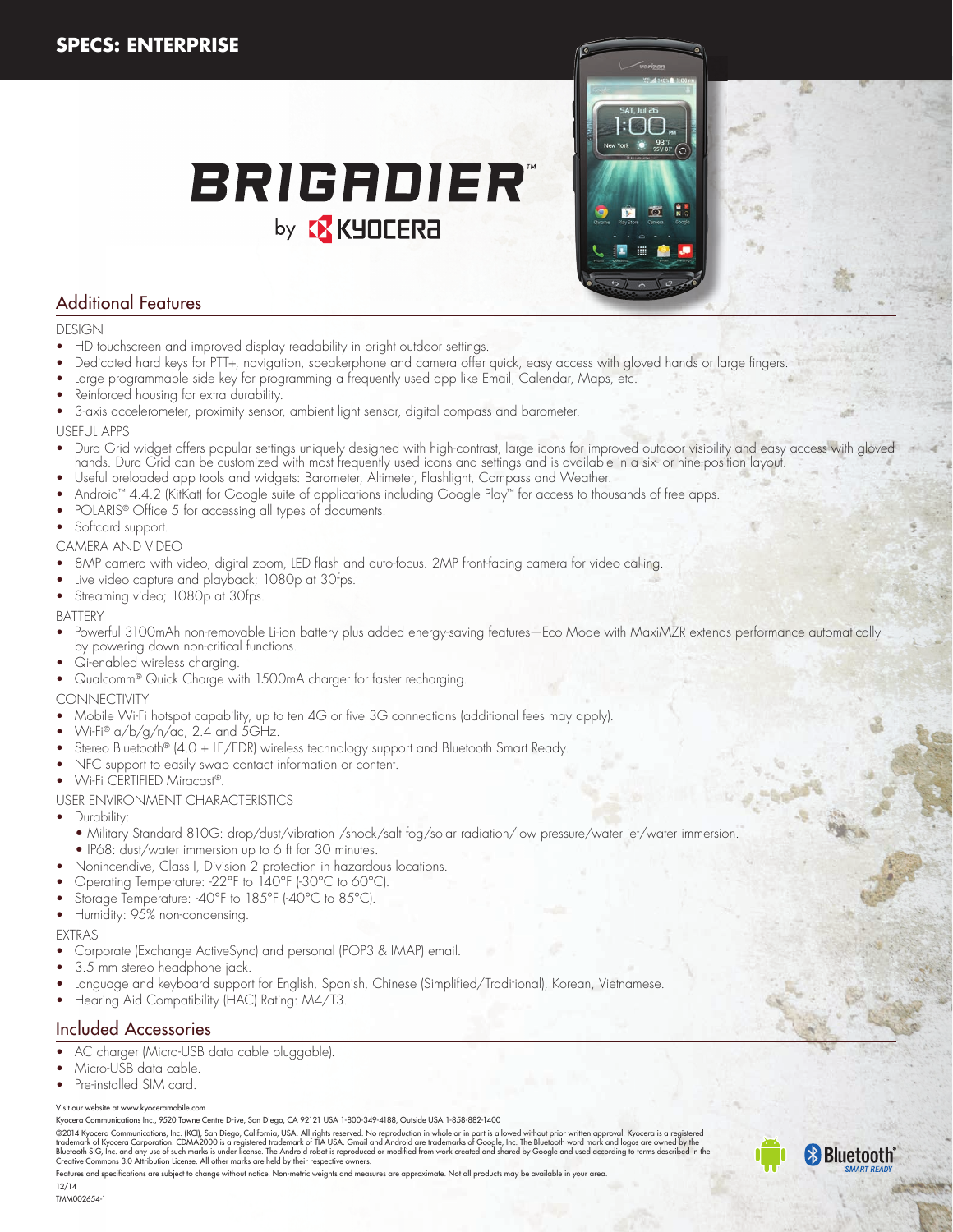**SPECS: ENTERPRISE**

# BRIGADIER™ by KYOCERA

## Additional Features

DESIGN

- HD touchscreen and improved display readability in bright outdoor settings.
- Dedicated hard keys for PTT+, navigation, speakerphone and camera offer quick, easy access with gloved hands or large fingers.
- Large programmable side key for programming a frequently used app like Email, Calendar, Maps, etc.
- Reinforced housing for extra durability.
- 3-axis accelerometer, proximity sensor, ambient light sensor, digital compass and barometer.

USEFUL APPS

- Dura Grid widget offers popular settings uniquely designed with high-contrast, large icons for improved outdoor visibility and easy access with gloved hands. Dura Grid can be customized with most frequently used icons and settings and is available in a six- or nine-position layout.
- Useful preloaded app tools and widgets: Barometer, Altimeter, Flashlight, Compass and Weather.
- Android™ 4.4.2 (KitKat) for Google suite of applications including Google Play™ for access to thousands of free apps.
- POLARIS® Office 5 for accessing all types of documents.
- Softcard support.

CAMERA AND VIDEO

- 8MP camera with video, digital zoom, LED flash and auto-focus. 2MP front-facing camera for video calling.
- Live video capture and playback; 1080p at 30fps.
- Streaming video; 1080p at 30fps.

BATTERY

- Powerful 3100mAh non-removable Li-ion battery plus added energy-saving features—Eco Mode with MaxiMZR extends performance automatically by powering down non-critical functions.
- Qi-enabled wireless charging.
- Qualcomm® Quick Charge with 1500mA charger for faster recharging.

CONNECTIVITY

- Mobile Wi-Fi hotspot capability, up to ten 4G or five 3G connections (additional fees may apply).
- Wi-Fi® a/b/g/n/ac, 2.4 and 5GHz.
- Stereo Bluetooth® (4.0 + LE/EDR) wireless technology support and Bluetooth Smart Ready.
- NFC support to easily swap contact information or content.
- Wi-Fi CERTIFIED Miracast®.

USER ENVIRONMENT CHARACTERISTICS

- Durability:
  - Military Standard 810G: drop/dust/vibration /shock/salt fog/solar radiation/low pressure/water jet/water immersion.
  - IP68: dust/water immersion up to 6 ft for 30 minutes.
- Nonincendive, Class I, Division 2 protection in hazardous locations.
- Operating Temperature: -22°F to 140°F (-30°C to 60°C).
- Storage Temperature: -40°F to 185°F (-40°C to 85°C).
- Humidity: 95% non-condensing.

EXTRAS

- Corporate (Exchange ActiveSync) and personal (POP3 & IMAP) email.
- 3.5 mm stereo headphone jack.
- Language and keyboard support for English, Spanish, Chinese (Simplified/Traditional), Korean, Vietnamese.
- Hearing Aid Compatibility (HAC) Rating: M4/T3.

## Included Accessories

- AC charger (Micro-USB data cable pluggable).
- Micro-USB data cable.
- Pre-installed SIM card.

Visit our website at www.kyoceramobile.com

Kyocera Communications Inc., 9520 Towne Centre Drive, San Diego, CA 92121 USA 1-800-349-4188, Outside USA 1-858-882-1400

©2014 Kyocera Communications, Inc. (KCI), San Diego, California, USA. All rights reserved. No reproduction in whole or in part is allowed without prior written approval. Kyocera is a registered trademark of Kyocera Corporation. CDMA2000 is a registered trademark of TIA USA. Gmail and Android are trademarks of Google, Inc. The Bluetooth word mark and logos are owned by the Bluetooth SIG, Inc. and any use of such marks is under license. The Android robot is reproduced or modified from work created and shared by Google and used according to terms described in the Creative Commons 3.0 Attribution License. All other marks are held by their respective owners.

Features and specifications are subject to change without notice. Non-metric weights and measures are approximate. Not all products may be available in your area.

12/14

TMM002654-1

Bluetooth® SMART READY